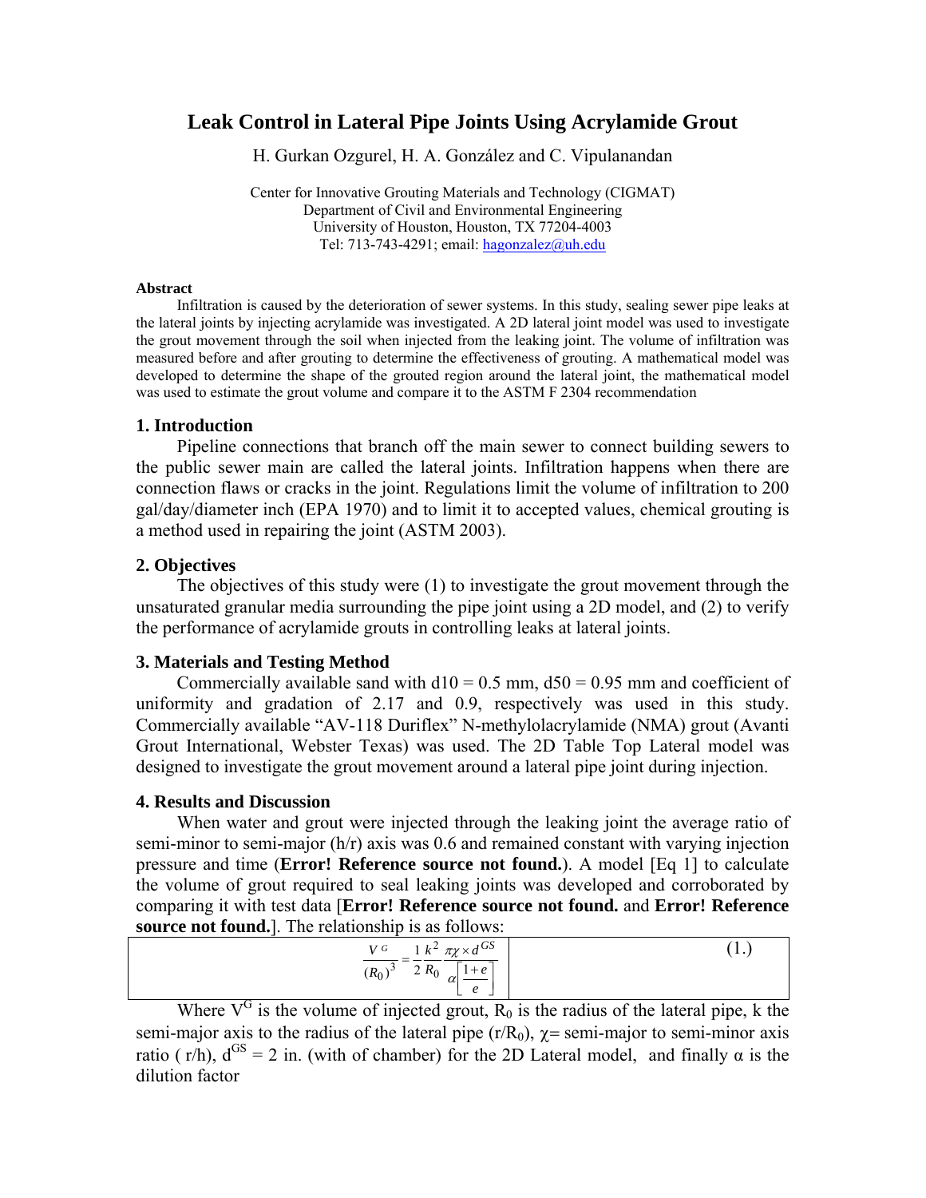# Leak Control in Lateral Pipe Joints Using Acrylamide Grout

H. Gurkan Ozgurel, H. A. González and C. Vipulanandan

Center for Innovative Grouting Materials and Technology (CIGMAT)
Department of Civil and Environmental Engineering
University of Houston, Houston, TX 77204-4003
Tel: 713-743-4291; email: hagonzalez@uh.edu

**Abstract**

Infiltration is caused by the deterioration of sewer systems. In this study, sealing sewer pipe leaks at the lateral joints by injecting acrylamide was investigated. A 2D lateral joint model was used to investigate the grout movement through the soil when injected from the leaking joint. The volume of infiltration was measured before and after grouting to determine the effectiveness of grouting. A mathematical model was developed to determine the shape of the grouted region around the lateral joint, the mathematical model was used to estimate the grout volume and compare it to the ASTM F 2304 recommendation

## 1. Introduction

Pipeline connections that branch off the main sewer to connect building sewers to the public sewer main are called the lateral joints. Infiltration happens when there are connection flaws or cracks in the joint. Regulations limit the volume of infiltration to 200 gal/day/diameter inch (EPA 1970) and to limit it to accepted values, chemical grouting is a method used in repairing the joint (ASTM 2003).

## 2. Objectives

The objectives of this study were (1) to investigate the grout movement through the unsaturated granular media surrounding the pipe joint using a 2D model, and (2) to verify the performance of acrylamide grouts in controlling leaks at lateral joints.

## 3. Materials and Testing Method

Commercially available sand with d10 = 0.5 mm, d50 = 0.95 mm and coefficient of uniformity and gradation of 2.17 and 0.9, respectively was used in this study. Commercially available "AV-118 Duriflex" N-methylolacrylamide (NMA) grout (Avanti Grout International, Webster Texas) was used. The 2D Table Top Lateral model was designed to investigate the grout movement around a lateral pipe joint during injection.

## 4. Results and Discussion

When water and grout were injected through the leaking joint the average ratio of semi-minor to semi-major (h/r) axis was 0.6 and remained constant with varying injection pressure and time (**Error! Reference source not found.**). A model [Eq 1] to calculate the volume of grout required to seal leaking joints was developed and corroborated by comparing it with test data [**Error! Reference source not found.** and **Error! Reference source not found.**]. The relationship is as follows:

$$\frac{V^G}{(R_0)^3} = \frac{1}{2}\frac{k^2}{R_0}\frac{\pi\chi \times d^{GS}}{\alpha\left[\frac{1+e}{e}\right]} \qquad (1.)$$

Where $V^G$ is the volume of injected grout, $R_0$ is the radius of the lateral pipe, k the semi-major axis to the radius of the lateral pipe ($r/R_0$), $\chi$= semi-major to semi-minor axis ratio ( r/h), $d^{GS}$ = 2 in. (with of chamber) for the 2D Lateral model, and finally $\alpha$ is the dilution factor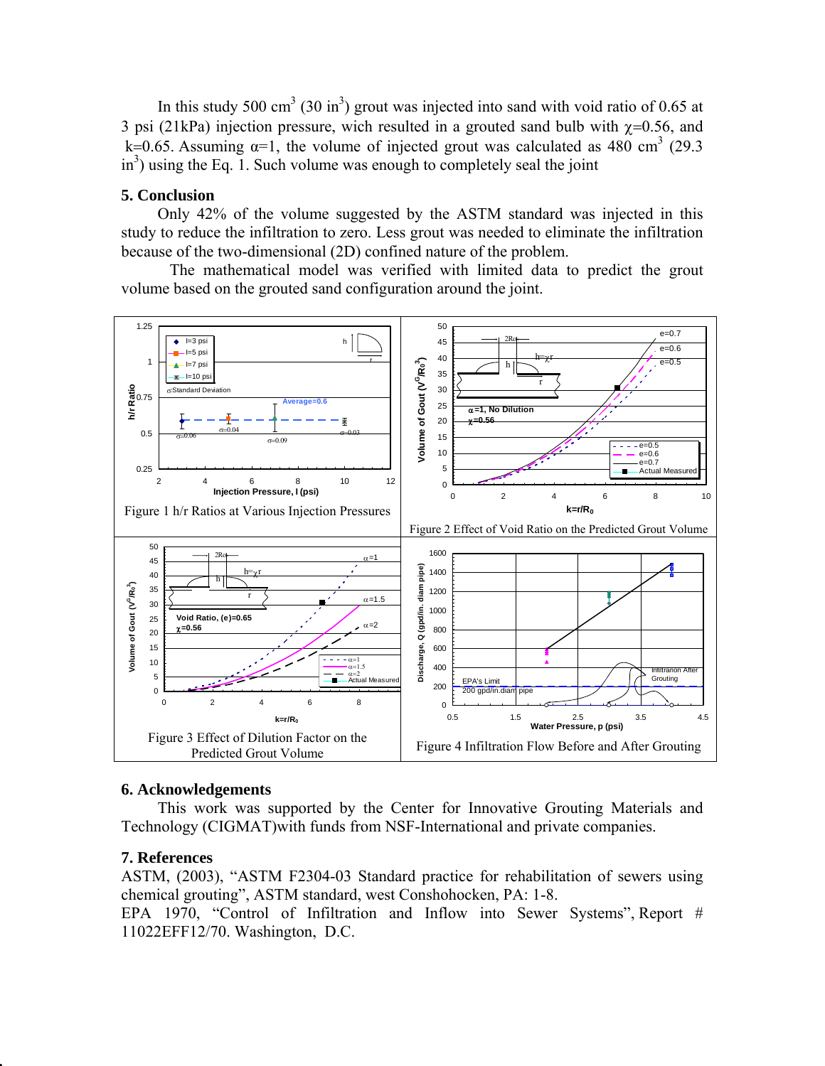In this study 500 $cm^3$ (30 $in^3$) grout was injected into sand with void ratio of 0.65 at 3 psi (21kPa) injection pressure, wich resulted in a grouted sand bulb with $\chi$=0.56, and k=0.65. Assuming $\alpha$=1, the volume of injected grout was calculated as 480 $cm^3$ (29.3 $in^3$) using the Eq. 1. Such volume was enough to completely seal the joint

## 5. Conclusion

Only 42% of the volume suggested by the ASTM standard was injected in this study to reduce the infiltration to zero. Less grout was needed to eliminate the infiltration because of the two-dimensional (2D) confined nature of the problem.

The mathematical model was verified with limited data to predict the grout volume based on the grouted sand configuration around the joint.

1.25
1
0.75
0.5
0.25
h/r Ratio
2 4 6 8 10 12
Injection Pressure, I (psi)
I=3 psi
I=5 psi
I=7 psi
I=10 psi
σ:Standard Deviation
Average=0.6
σ=0.06
σ=0.04
σ=0.09
σ=0.03
h
r

Figure 1 h/r Ratios at Various Injection Pressures

50
45
40
35
30
25
20
15
10
5
0
Volume of Gout ($V^G/R_0^3$)
0 2 4 6 8 10
k=r/R₀
2R₀
h=χr
h
r
α=1, No Dilution
χ=0.56
e=0.7
e=0.6
e=0.5
e=0.5
e=0.6
e=0.7
Actual Measured

Figure 2 Effect of Void Ratio on the Predicted Grout Volume

50
45
40
35
30
25
20
15
10
5
0
Volume of Gout ($V^G/R_0^3$)
0 2 4 6 8
k=r/R₀
2R₀
h=χr
h
r
Void Ratio, (e)=0.65
χ=0.56
α=1
α=1.5
α=2
α=1
α=1.5
α=2
Actual Measured

Figure 3 Effect of Dilution Factor on the Predicted Grout Volume

1600
1400
1200
1000
800
600
400
200
0
Discharge, Q (gpd/in. diam pipe)
0.5 1.5 2.5 3.5 4.5
Water Pressure, p (psi)
EPA's Limit
200 gpd/in.diam pipe
Infiltration After Grouting

Figure 4 Infiltration Flow Before and After Grouting

## 6. Acknowledgements

This work was supported by the Center for Innovative Grouting Materials and Technology (CIGMAT)with funds from NSF-International and private companies.

## 7. References

ASTM, (2003), "ASTM F2304-03 Standard practice for rehabilitation of sewers using chemical grouting", ASTM standard, west Conshohocken, PA: 1-8.

EPA 1970, "Control of Infiltration and Inflow into Sewer Systems", Report # 11022EFF12/70. Washington, D.C.